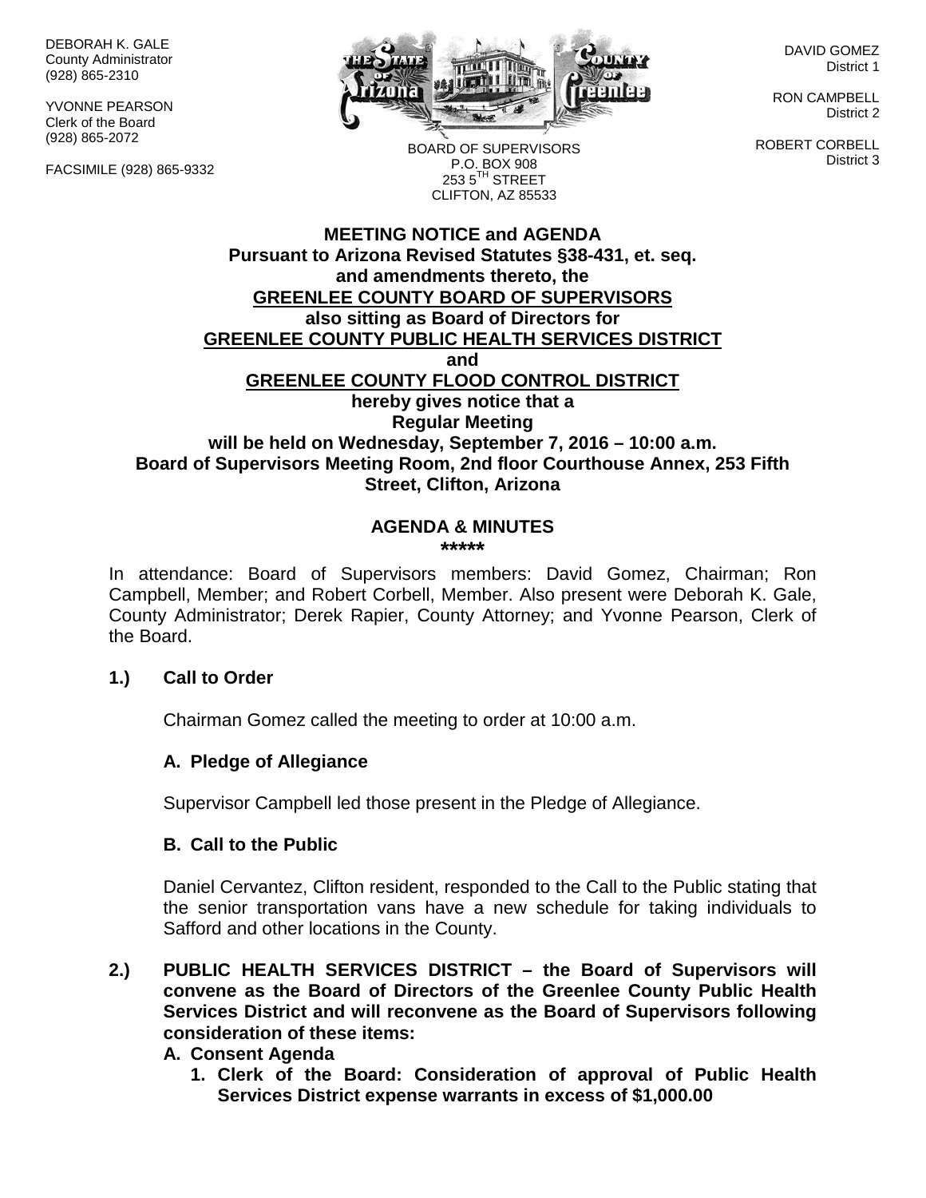DEBORAH K. GALE
County Administrator
(928) 865-2310

YVONNE PEARSON
Clerk of the Board
(928) 865-2072

FACSIMILE (928) 865-9332

BOARD OF SUPERVISORS
P.O. BOX 908
253 5TH STREET
CLIFTON, AZ 85533

DAVID GOMEZ
District 1

RON CAMPBELL
District 2

ROBERT CORBELL
District 3

**MEETING NOTICE and AGENDA**
**Pursuant to Arizona Revised Statutes §38-431, et. seq. and amendments thereto, the**
**GREENLEE COUNTY BOARD OF SUPERVISORS**
**also sitting as Board of Directors for**
**GREENLEE COUNTY PUBLIC HEALTH SERVICES DISTRICT**
**and**
**GREENLEE COUNTY FLOOD CONTROL DISTRICT**
**hereby gives notice that a**
**Regular Meeting**
**will be held on Wednesday, September 7, 2016 – 10:00 a.m.**
**Board of Supervisors Meeting Room, 2nd floor Courthouse Annex, 253 Fifth Street, Clifton, Arizona**

**AGENDA & MINUTES**
**\*\*\*\*\***

In attendance: Board of Supervisors members: David Gomez, Chairman; Ron Campbell, Member; and Robert Corbell, Member. Also present were Deborah K. Gale, County Administrator; Derek Rapier, County Attorney; and Yvonne Pearson, Clerk of the Board.

**1.) Call to Order**

Chairman Gomez called the meeting to order at 10:00 a.m.

**A. Pledge of Allegiance**

Supervisor Campbell led those present in the Pledge of Allegiance.

**B. Call to the Public**

Daniel Cervantez, Clifton resident, responded to the Call to the Public stating that the senior transportation vans have a new schedule for taking individuals to Safford and other locations in the County.

**2.) PUBLIC HEALTH SERVICES DISTRICT – the Board of Supervisors will convene as the Board of Directors of the Greenlee County Public Health Services District and will reconvene as the Board of Supervisors following consideration of these items:**

**A. Consent Agenda**

**1. Clerk of the Board: Consideration of approval of Public Health Services District expense warrants in excess of $1,000.00**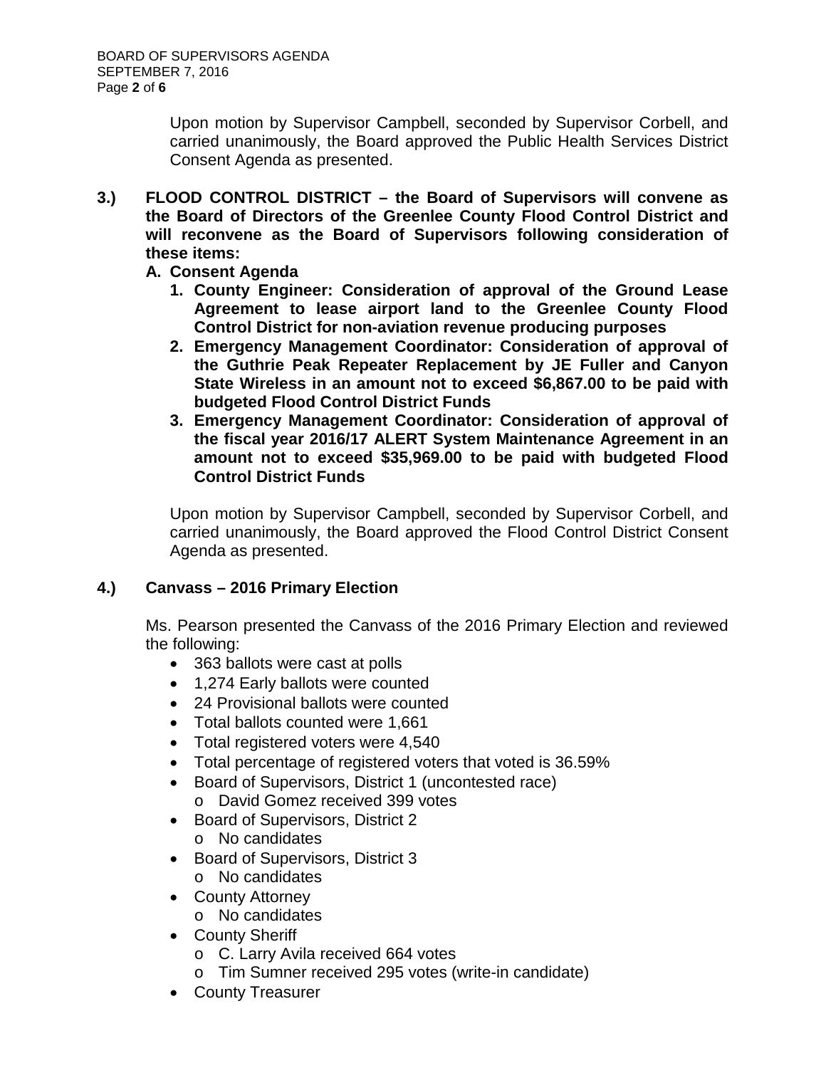Upon motion by Supervisor Campbell, seconded by Supervisor Corbell, and carried unanimously, the Board approved the Public Health Services District Consent Agenda as presented.

**3.) FLOOD CONTROL DISTRICT – the Board of Supervisors will convene as the Board of Directors of the Greenlee County Flood Control District and will reconvene as the Board of Supervisors following consideration of these items:**

**A. Consent Agenda**

1. **County Engineer: Consideration of approval of the Ground Lease Agreement to lease airport land to the Greenlee County Flood Control District for non-aviation revenue producing purposes**
2. **Emergency Management Coordinator: Consideration of approval of the Guthrie Peak Repeater Replacement by JE Fuller and Canyon State Wireless in an amount not to exceed $6,867.00 to be paid with budgeted Flood Control District Funds**
3. **Emergency Management Coordinator: Consideration of approval of the fiscal year 2016/17 ALERT System Maintenance Agreement in an amount not to exceed $35,969.00 to be paid with budgeted Flood Control District Funds**

Upon motion by Supervisor Campbell, seconded by Supervisor Corbell, and carried unanimously, the Board approved the Flood Control District Consent Agenda as presented.

**4.) Canvass – 2016 Primary Election**

Ms. Pearson presented the Canvass of the 2016 Primary Election and reviewed the following:

- 363 ballots were cast at polls
- 1,274 Early ballots were counted
- 24 Provisional ballots were counted
- Total ballots counted were 1,661
- Total registered voters were 4,540
- Total percentage of registered voters that voted is 36.59%
- Board of Supervisors, District 1 (uncontested race)
  - David Gomez received 399 votes
- Board of Supervisors, District 2
  - No candidates
- Board of Supervisors, District 3
  - No candidates
- County Attorney
  - No candidates
- County Sheriff
  - C. Larry Avila received 664 votes
  - Tim Sumner received 295 votes (write-in candidate)
- County Treasurer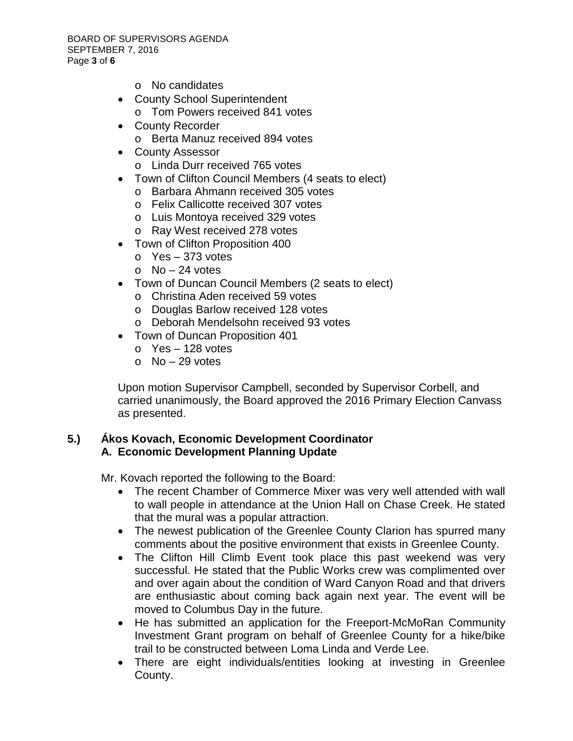- No candidates
- County School Superintendent
  - Tom Powers received 841 votes
- County Recorder
  - Berta Manuz received 894 votes
- County Assessor
  - Linda Durr received 765 votes
- Town of Clifton Council Members (4 seats to elect)
  - Barbara Ahmann received 305 votes
  - Felix Callicotte received 307 votes
  - Luis Montoya received 329 votes
  - Ray West received 278 votes
- Town of Clifton Proposition 400
  - Yes – 373 votes
  - No – 24 votes
- Town of Duncan Council Members (2 seats to elect)
  - Christina Aden received 59 votes
  - Douglas Barlow received 128 votes
  - Deborah Mendelsohn received 93 votes
- Town of Duncan Proposition 401
  - Yes – 128 votes
  - No – 29 votes

Upon motion Supervisor Campbell, seconded by Supervisor Corbell, and carried unanimously, the Board approved the 2016 Primary Election Canvass as presented.

**5.) Ákos Kovach, Economic Development Coordinator**
**A. Economic Development Planning Update**

Mr. Kovach reported the following to the Board:

- The recent Chamber of Commerce Mixer was very well attended with wall to wall people in attendance at the Union Hall on Chase Creek. He stated that the mural was a popular attraction.
- The newest publication of the Greenlee County Clarion has spurred many comments about the positive environment that exists in Greenlee County.
- The Clifton Hill Climb Event took place this past weekend was very successful. He stated that the Public Works crew was complimented over and over again about the condition of Ward Canyon Road and that drivers are enthusiastic about coming back again next year. The event will be moved to Columbus Day in the future.
- He has submitted an application for the Freeport-McMoRan Community Investment Grant program on behalf of Greenlee County for a hike/bike trail to be constructed between Loma Linda and Verde Lee.
- There are eight individuals/entities looking at investing in Greenlee County.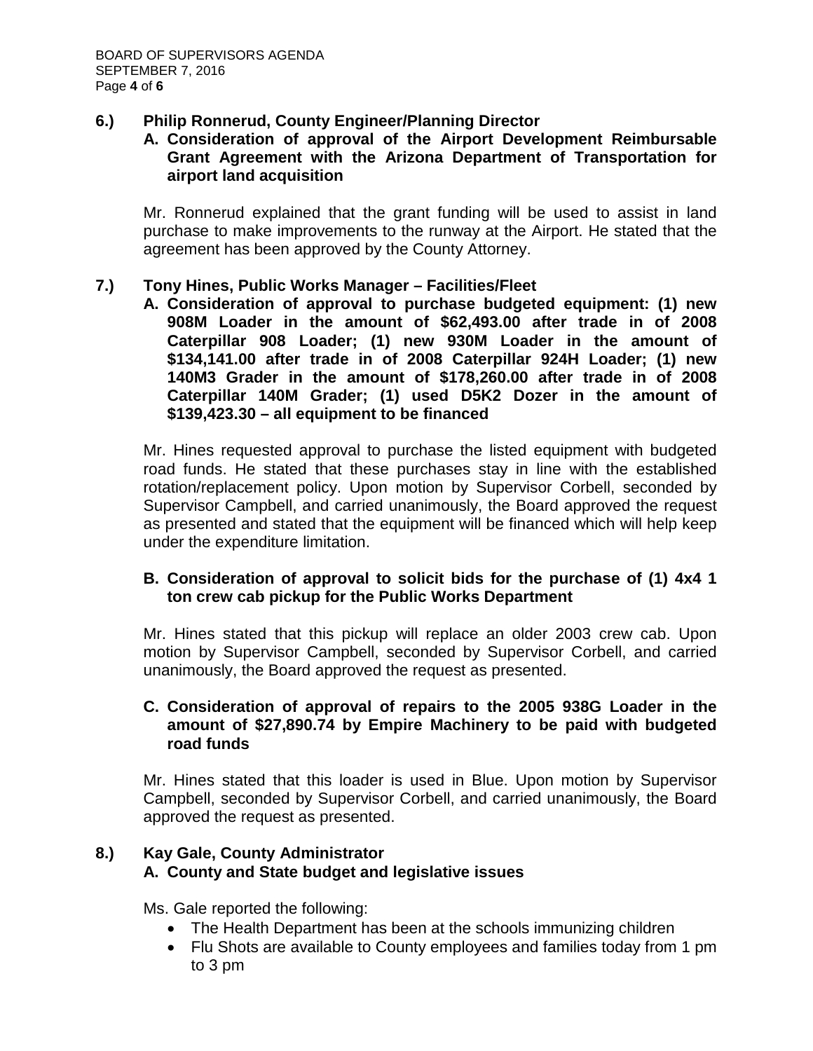**6.) Philip Ronnerud, County Engineer/Planning Director**

**A. Consideration of approval of the Airport Development Reimbursable Grant Agreement with the Arizona Department of Transportation for airport land acquisition**

Mr. Ronnerud explained that the grant funding will be used to assist in land purchase to make improvements to the runway at the Airport. He stated that the agreement has been approved by the County Attorney.

**7.) Tony Hines, Public Works Manager – Facilities/Fleet**

**A. Consideration of approval to purchase budgeted equipment: (1) new 908M Loader in the amount of $62,493.00 after trade in of 2008 Caterpillar 908 Loader; (1) new 930M Loader in the amount of $134,141.00 after trade in of 2008 Caterpillar 924H Loader; (1) new 140M3 Grader in the amount of $178,260.00 after trade in of 2008 Caterpillar 140M Grader; (1) used D5K2 Dozer in the amount of $139,423.30 – all equipment to be financed**

Mr. Hines requested approval to purchase the listed equipment with budgeted road funds. He stated that these purchases stay in line with the established rotation/replacement policy. Upon motion by Supervisor Corbell, seconded by Supervisor Campbell, and carried unanimously, the Board approved the request as presented and stated that the equipment will be financed which will help keep under the expenditure limitation.

**B. Consideration of approval to solicit bids for the purchase of (1) 4x4 1 ton crew cab pickup for the Public Works Department**

Mr. Hines stated that this pickup will replace an older 2003 crew cab. Upon motion by Supervisor Campbell, seconded by Supervisor Corbell, and carried unanimously, the Board approved the request as presented.

**C. Consideration of approval of repairs to the 2005 938G Loader in the amount of $27,890.74 by Empire Machinery to be paid with budgeted road funds**

Mr. Hines stated that this loader is used in Blue. Upon motion by Supervisor Campbell, seconded by Supervisor Corbell, and carried unanimously, the Board approved the request as presented.

**8.) Kay Gale, County Administrator**

**A. County and State budget and legislative issues**

Ms. Gale reported the following:

- The Health Department has been at the schools immunizing children
- Flu Shots are available to County employees and families today from 1 pm to 3 pm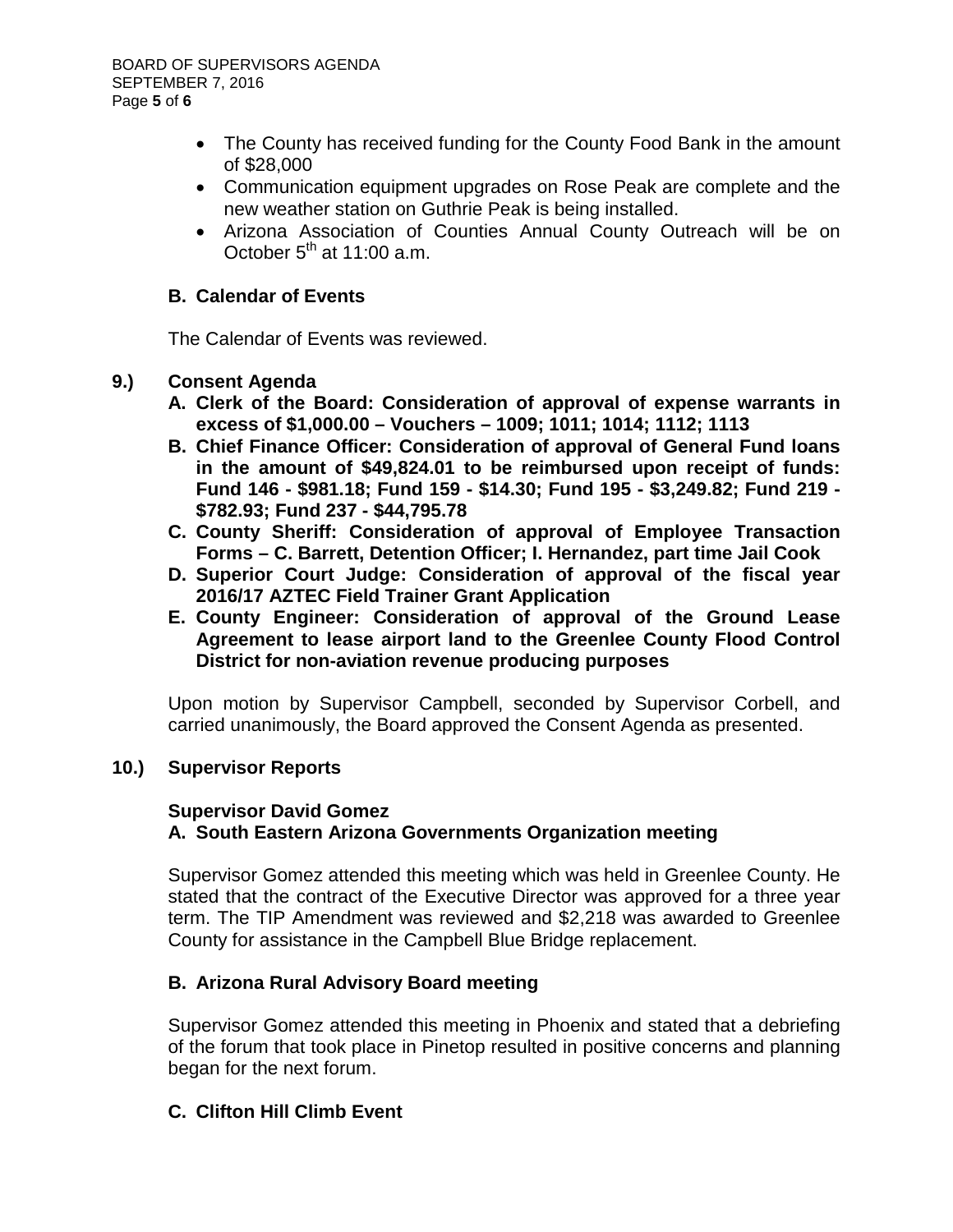- The County has received funding for the County Food Bank in the amount of $28,000
- Communication equipment upgrades on Rose Peak are complete and the new weather station on Guthrie Peak is being installed.
- Arizona Association of Counties Annual County Outreach will be on October 5th at 11:00 a.m.

### B. Calendar of Events

The Calendar of Events was reviewed.

## 9.) Consent Agenda

**A. Clerk of the Board: Consideration of approval of expense warrants in excess of $1,000.00 – Vouchers – 1009; 1011; 1014; 1112; 1113**

**B. Chief Finance Officer: Consideration of approval of General Fund loans in the amount of $49,824.01 to be reimbursed upon receipt of funds: Fund 146 - $981.18; Fund 159 - $14.30; Fund 195 - $3,249.82; Fund 219 - $782.93; Fund 237 - $44,795.78**

**C. County Sheriff: Consideration of approval of Employee Transaction Forms – C. Barrett, Detention Officer; I. Hernandez, part time Jail Cook**

**D. Superior Court Judge: Consideration of approval of the fiscal year 2016/17 AZTEC Field Trainer Grant Application**

**E. County Engineer: Consideration of approval of the Ground Lease Agreement to lease airport land to the Greenlee County Flood Control District for non-aviation revenue producing purposes**

Upon motion by Supervisor Campbell, seconded by Supervisor Corbell, and carried unanimously, the Board approved the Consent Agenda as presented.

## 10.) Supervisor Reports

**Supervisor David Gomez**

### A. South Eastern Arizona Governments Organization meeting

Supervisor Gomez attended this meeting which was held in Greenlee County. He stated that the contract of the Executive Director was approved for a three year term. The TIP Amendment was reviewed and $2,218 was awarded to Greenlee County for assistance in the Campbell Blue Bridge replacement.

### B. Arizona Rural Advisory Board meeting

Supervisor Gomez attended this meeting in Phoenix and stated that a debriefing of the forum that took place in Pinetop resulted in positive concerns and planning began for the next forum.

### C. Clifton Hill Climb Event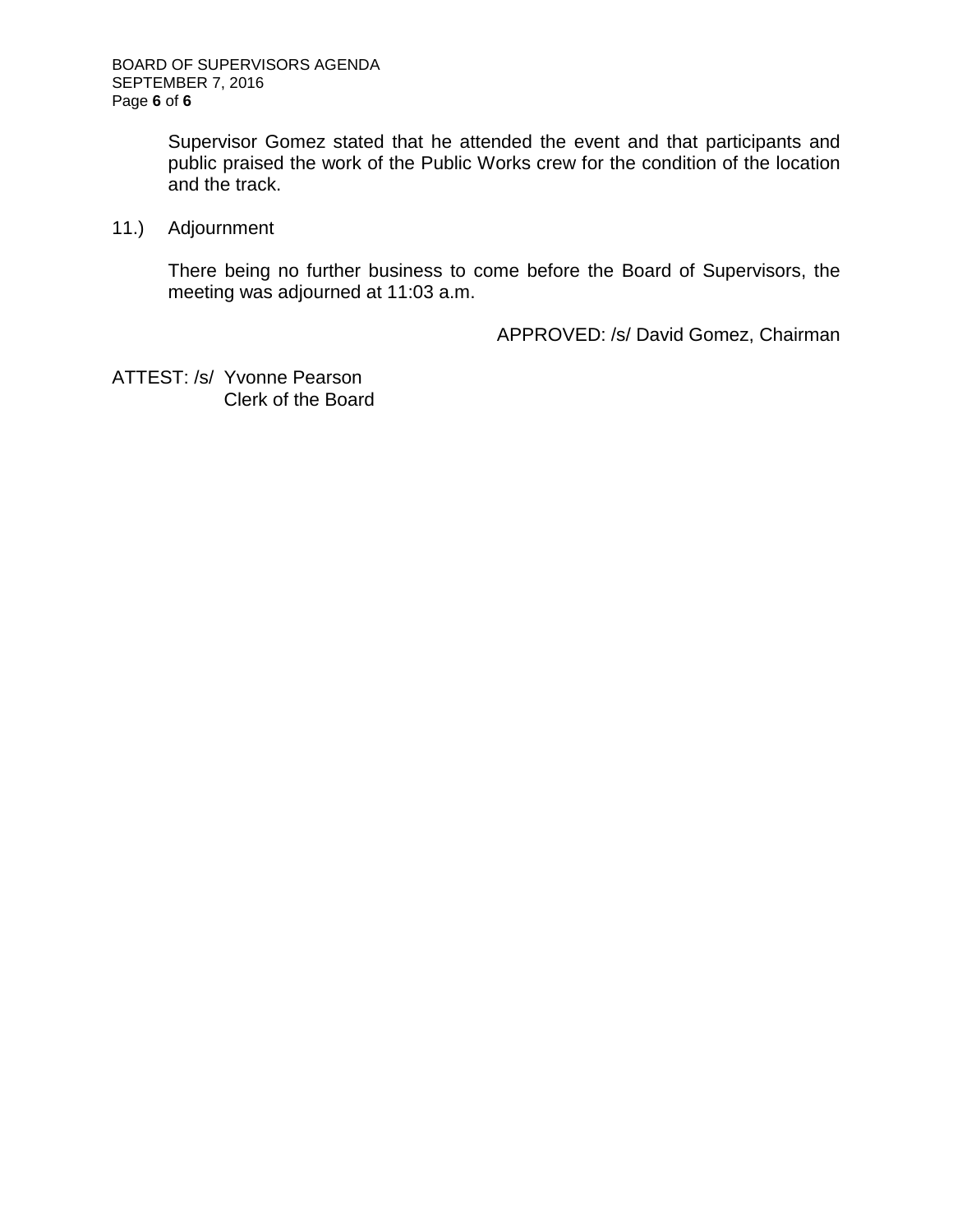Supervisor Gomez stated that he attended the event and that participants and public praised the work of the Public Works crew for the condition of the location and the track.

11.) Adjournment

There being no further business to come before the Board of Supervisors, the meeting was adjourned at 11:03 a.m.

APPROVED: /s/ David Gomez, Chairman

ATTEST: /s/ Yvonne Pearson
Clerk of the Board